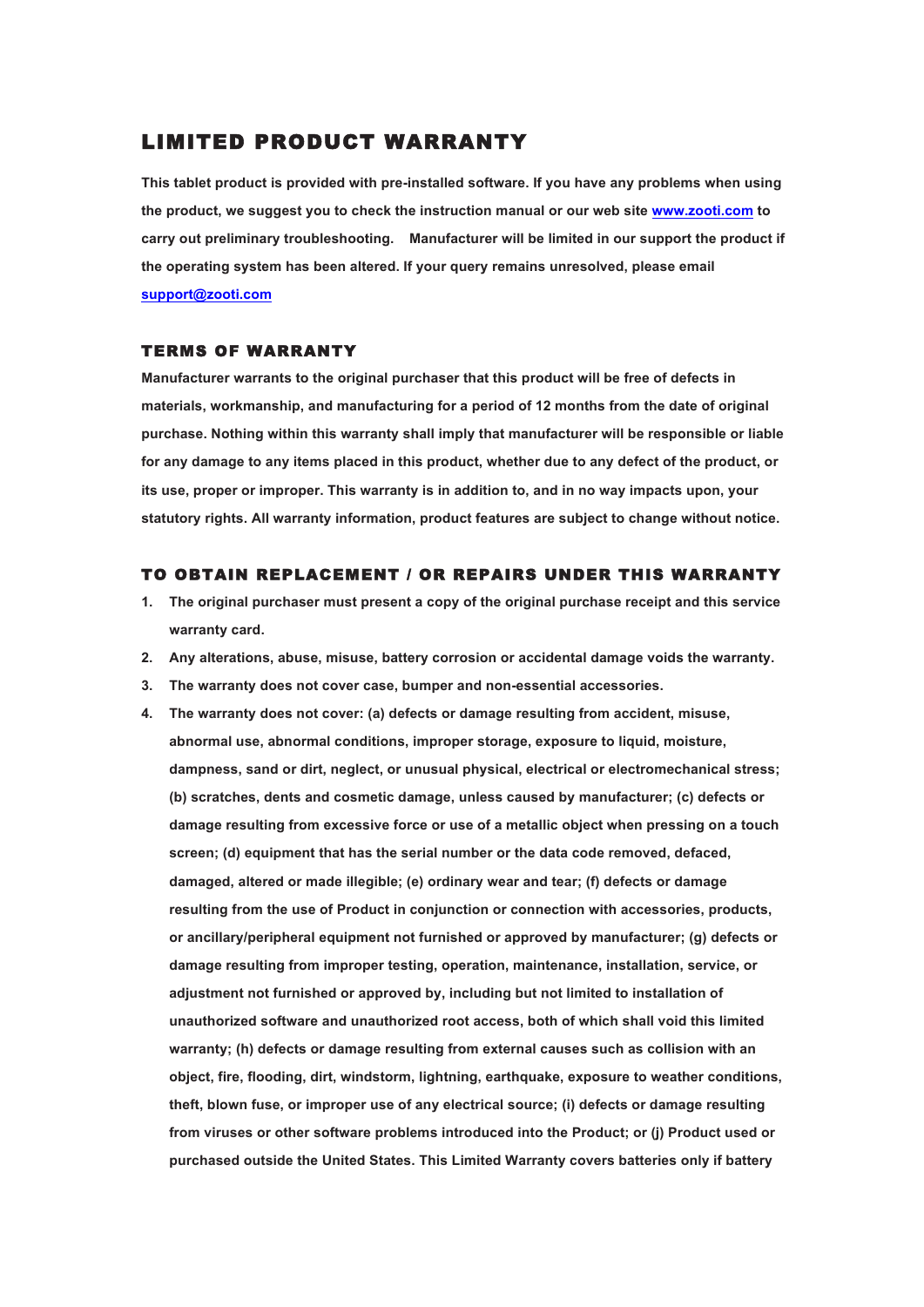# LIMITED PRODUCT WARRANTY

**This tablet product is provided with pre-installed software. If you have any problems when using the product, we suggest you to check the instruction manual or our web site [www.zooti.com](http://www.zooti.com) to carry out preliminary troubleshooting. Manufacturer will be limited in our support the product if the operating system has been altered. If your query remains unresolved, please email [support@zooti.com](mailto:support@zooti.com)**

## TERMS OF WARRANTY

**Manufacturer warrants to the original purchaser that this product will be free of defects in materials, workmanship, and manufacturing for a period of 12 months from the date of original purchase. Nothing within this warranty shall imply that manufacturer will be responsible or liable for any damage to any items placed in this product, whether due to any defect of the product, or its use, proper or improper. This warranty is in addition to, and in no way impacts upon, your statutory rights. All warranty information, product features are subject to change without notice.**

## TO OBTAIN REPLACEMENT / OR REPAIRS UNDER THIS WARRANTY

1. **The original purchaser must present a copy of the original purchase receipt and this service warranty card.**
2. **Any alterations, abuse, misuse, battery corrosion or accidental damage voids the warranty.**
3. **The warranty does not cover case, bumper and non-essential accessories.**
4. **The warranty does not cover: (a) defects or damage resulting from accident, misuse, abnormal use, abnormal conditions, improper storage, exposure to liquid, moisture, dampness, sand or dirt, neglect, or unusual physical, electrical or electromechanical stress; (b) scratches, dents and cosmetic damage, unless caused by manufacturer; (c) defects or damage resulting from excessive force or use of a metallic object when pressing on a touch screen; (d) equipment that has the serial number or the data code removed, defaced, damaged, altered or made illegible; (e) ordinary wear and tear; (f) defects or damage resulting from the use of Product in conjunction or connection with accessories, products, or ancillary/peripheral equipment not furnished or approved by manufacturer; (g) defects or damage resulting from improper testing, operation, maintenance, installation, service, or adjustment not furnished or approved by, including but not limited to installation of unauthorized software and unauthorized root access, both of which shall void this limited warranty; (h) defects or damage resulting from external causes such as collision with an object, fire, flooding, dirt, windstorm, lightning, earthquake, exposure to weather conditions, theft, blown fuse, or improper use of any electrical source; (i) defects or damage resulting from viruses or other software problems introduced into the Product; or (j) Product used or purchased outside the United States. This Limited Warranty covers batteries only if battery**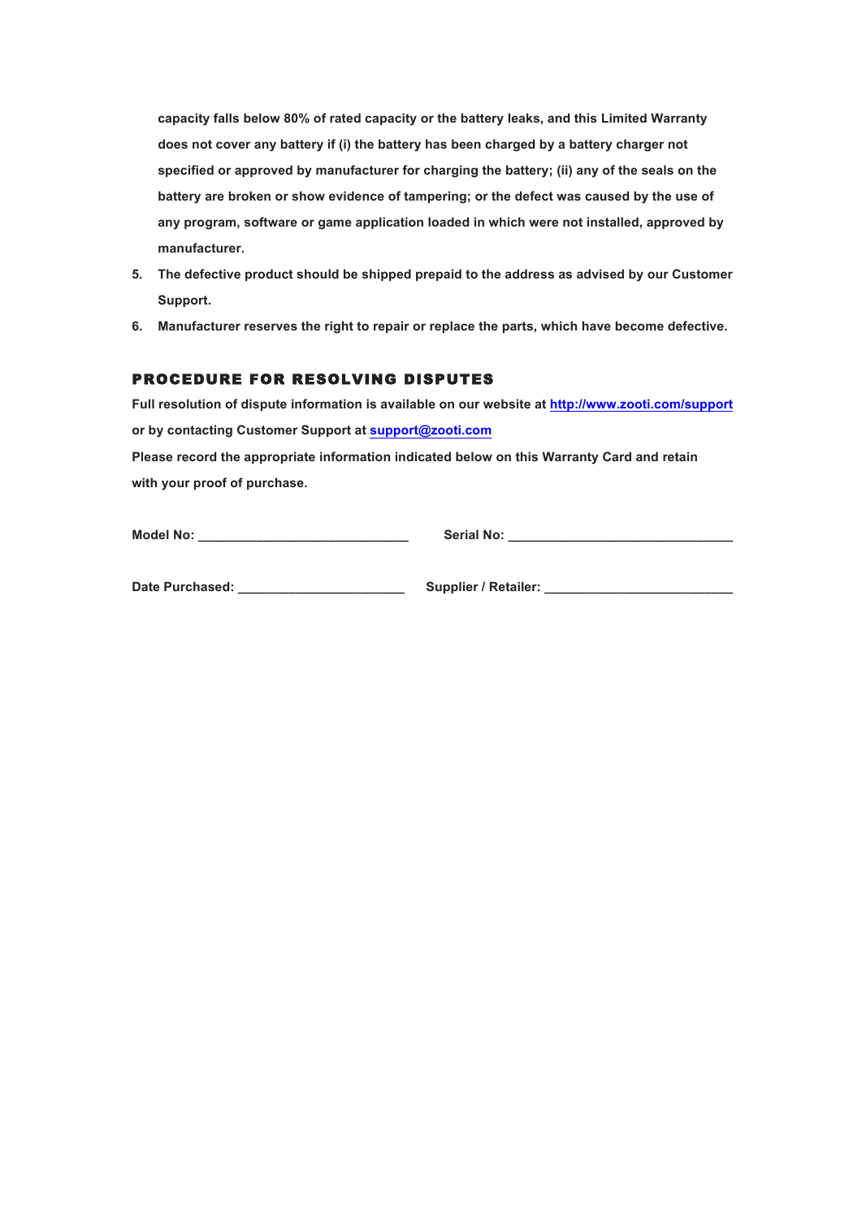**capacity falls below 80% of rated capacity or the battery leaks, and this Limited Warranty does not cover any battery if (i) the battery has been charged by a battery charger not specified or approved by manufacturer for charging the battery; (ii) any of the seals on the battery are broken or show evidence of tampering; or the defect was caused by the use of any program, software or game application loaded in which were not installed, approved by manufacturer.**

5. **The defective product should be shipped prepaid to the address as advised by our Customer Support.**
6. **Manufacturer reserves the right to repair or replace the parts, which have become defective.**

## PROCEDURE FOR RESOLVING DISPUTES

**Full resolution of dispute information is available on our website at [http://www.zooti.com/support](http://www.zooti.com/support) or by contacting Customer Support at [support@zooti.com](mailto:support@zooti.com)**

**Please record the appropriate information indicated below on this Warranty Card and retain with your proof of purchase.**

**Model No:** ______________________________ **Serial No:** ________________________________

**Date Purchased:** _______________________ **Supplier / Retailer:** ___________________________